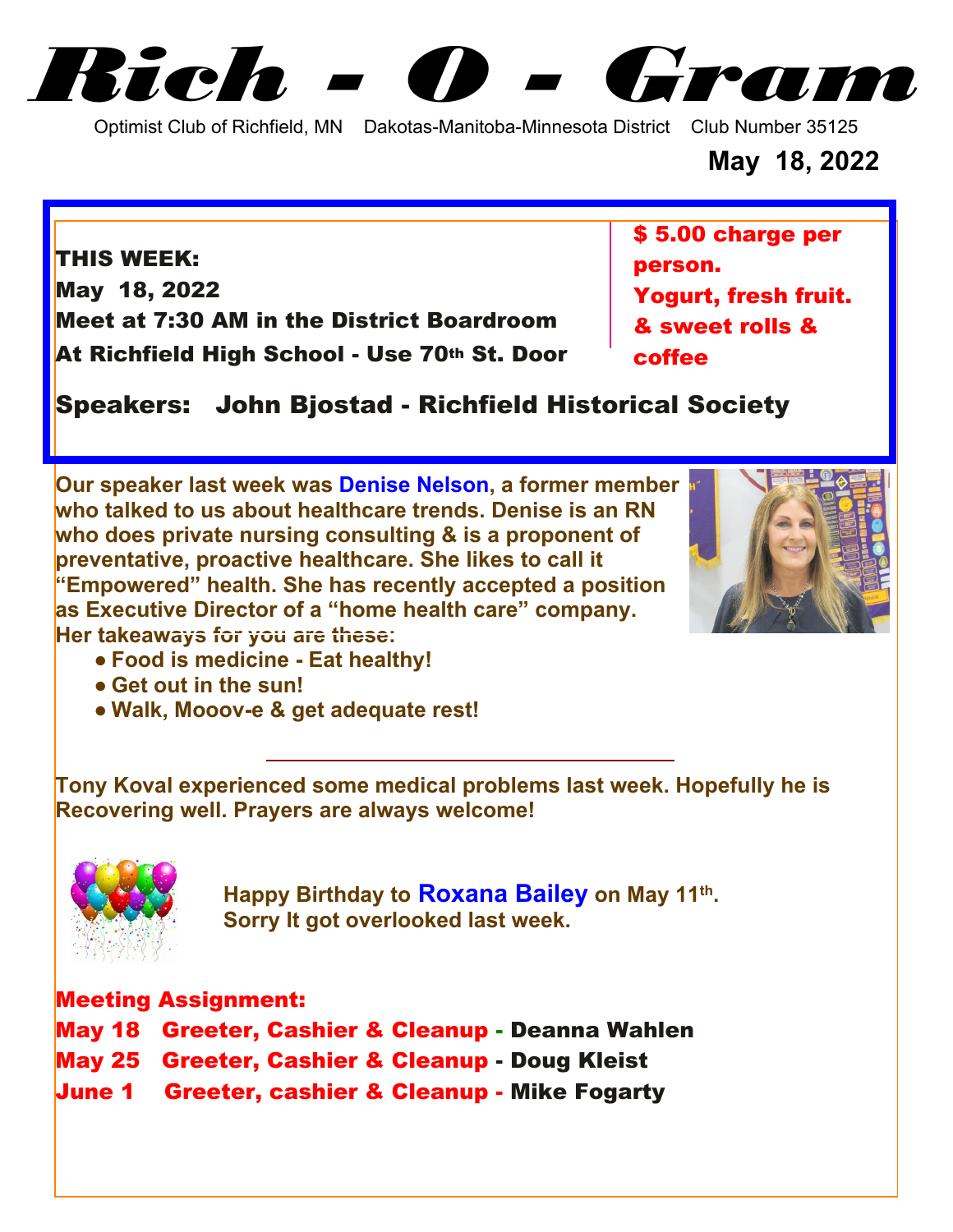# Rich - O - Gram

Optimist Club of Richfield, MN    Dakotas-Manitoba-Minnesota District    Club Number 35125

**May 18, 2022**

**THIS WEEK:**
**May 18, 2022**
**Meet at 7:30 AM in the District Boardroom**
**At Richfield High School - Use 70th St. Door**

**$ 5.00 charge per person.**
**Yogurt, fresh fruit. & sweet rolls & coffee**

**Speakers: John Bjostad - Richfield Historical Society**

**Our speaker last week was Denise Nelson, a former member who talked to us about healthcare trends. Denise is an RN who does private nursing consulting & is a proponent of preventative, proactive healthcare. She likes to call it "Empowered" health. She has recently accepted a position as Executive Director of a "home health care" company. Her takeaways for you are these:**

- **Food is medicine - Eat healthy!**
- **Get out in the sun!**
- **Walk, Mooov-e & get adequate rest!**

---

**Tony Koval experienced some medical problems last week. Hopefully he is Recovering well. Prayers are always welcome!**

**Happy Birthday to Roxana Bailey on May 11th. Sorry It got overlooked last week.**

**Meeting Assignment:**
**May 18 Greeter, Cashier & Cleanup - Deanna Wahlen**
**May 25 Greeter, Cashier & Cleanup - Doug Kleist**
**June 1 Greeter, cashier & Cleanup - Mike Fogarty**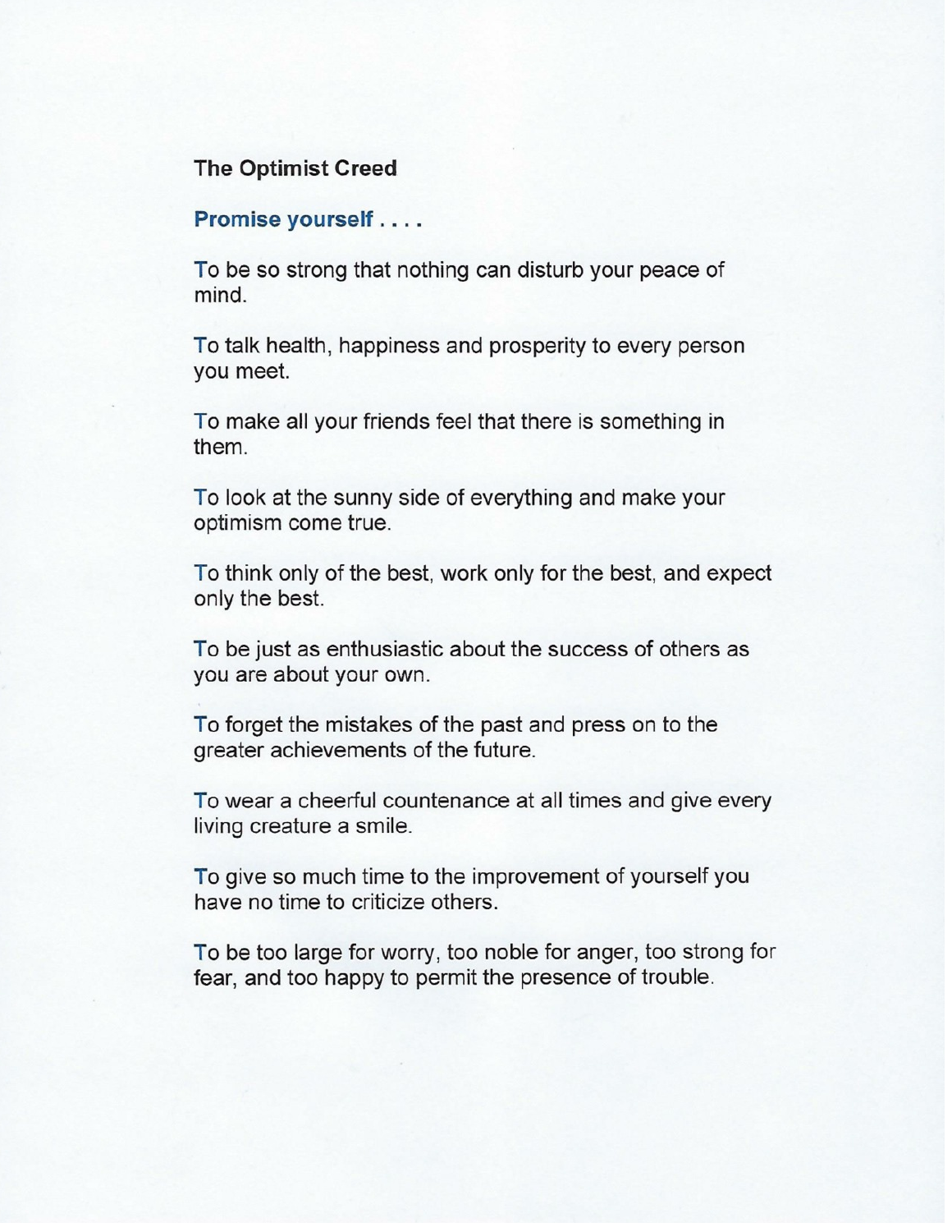**The Optimist Creed**

**Promise yourself . . . .**

To be so strong that nothing can disturb your peace of mind.

To talk health, happiness and prosperity to every person you meet.

To make all your friends feel that there is something in them.

To look at the sunny side of everything and make your optimism come true.

To think only of the best, work only for the best, and expect only the best.

To be just as enthusiastic about the success of others as you are about your own.

To forget the mistakes of the past and press on to the greater achievements of the future.

To wear a cheerful countenance at all times and give every living creature a smile.

To give so much time to the improvement of yourself you have no time to criticize others.

To be too large for worry, too noble for anger, too strong for fear, and too happy to permit the presence of trouble.